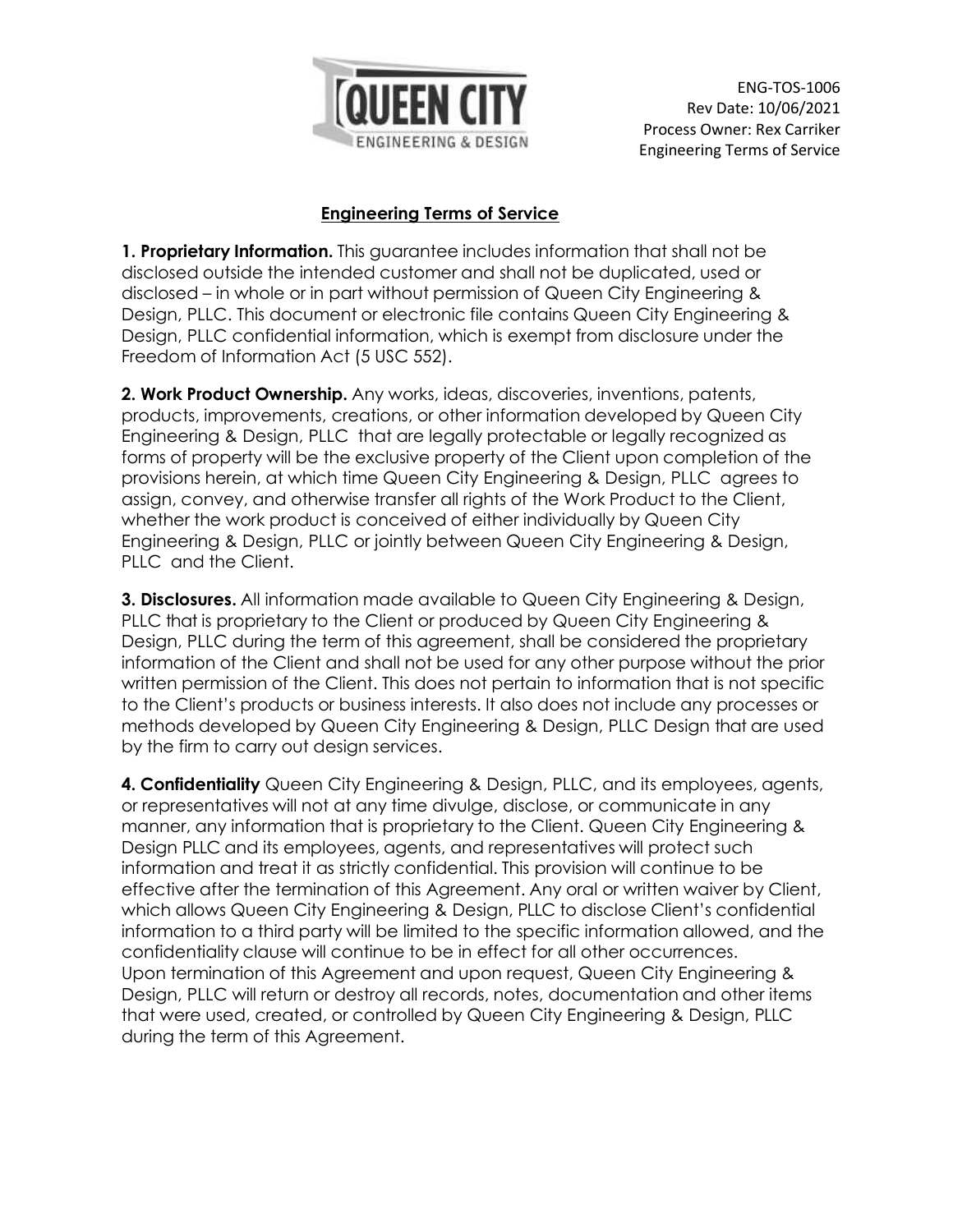ENG-TOS-1006
Rev Date: 10/06/2021
Process Owner: Rex Carriker
Engineering Terms of Service

# Engineering Terms of Service

**1. Proprietary Information.** This guarantee includes information that shall not be disclosed outside the intended customer and shall not be duplicated, used or disclosed – in whole or in part without permission of Queen City Engineering & Design, PLLC. This document or electronic file contains Queen City Engineering & Design, PLLC confidential information, which is exempt from disclosure under the Freedom of Information Act (5 USC 552).

**2. Work Product Ownership.** Any works, ideas, discoveries, inventions, patents, products, improvements, creations, or other information developed by Queen City Engineering & Design, PLLC that are legally protectable or legally recognized as forms of property will be the exclusive property of the Client upon completion of the provisions herein, at which time Queen City Engineering & Design, PLLC agrees to assign, convey, and otherwise transfer all rights of the Work Product to the Client, whether the work product is conceived of either individually by Queen City Engineering & Design, PLLC or jointly between Queen City Engineering & Design, PLLC and the Client.

**3. Disclosures.** All information made available to Queen City Engineering & Design, PLLC that is proprietary to the Client or produced by Queen City Engineering & Design, PLLC during the term of this agreement, shall be considered the proprietary information of the Client and shall not be used for any other purpose without the prior written permission of the Client. This does not pertain to information that is not specific to the Client's products or business interests. It also does not include any processes or methods developed by Queen City Engineering & Design, PLLC Design that are used by the firm to carry out design services.

**4. Confidentiality** Queen City Engineering & Design, PLLC, and its employees, agents, or representatives will not at any time divulge, disclose, or communicate in any manner, any information that is proprietary to the Client. Queen City Engineering & Design PLLC and its employees, agents, and representatives will protect such information and treat it as strictly confidential. This provision will continue to be effective after the termination of this Agreement. Any oral or written waiver by Client, which allows Queen City Engineering & Design, PLLC to disclose Client's confidential information to a third party will be limited to the specific information allowed, and the confidentiality clause will continue to be in effect for all other occurrences. Upon termination of this Agreement and upon request, Queen City Engineering & Design, PLLC will return or destroy all records, notes, documentation and other items that were used, created, or controlled by Queen City Engineering & Design, PLLC during the term of this Agreement.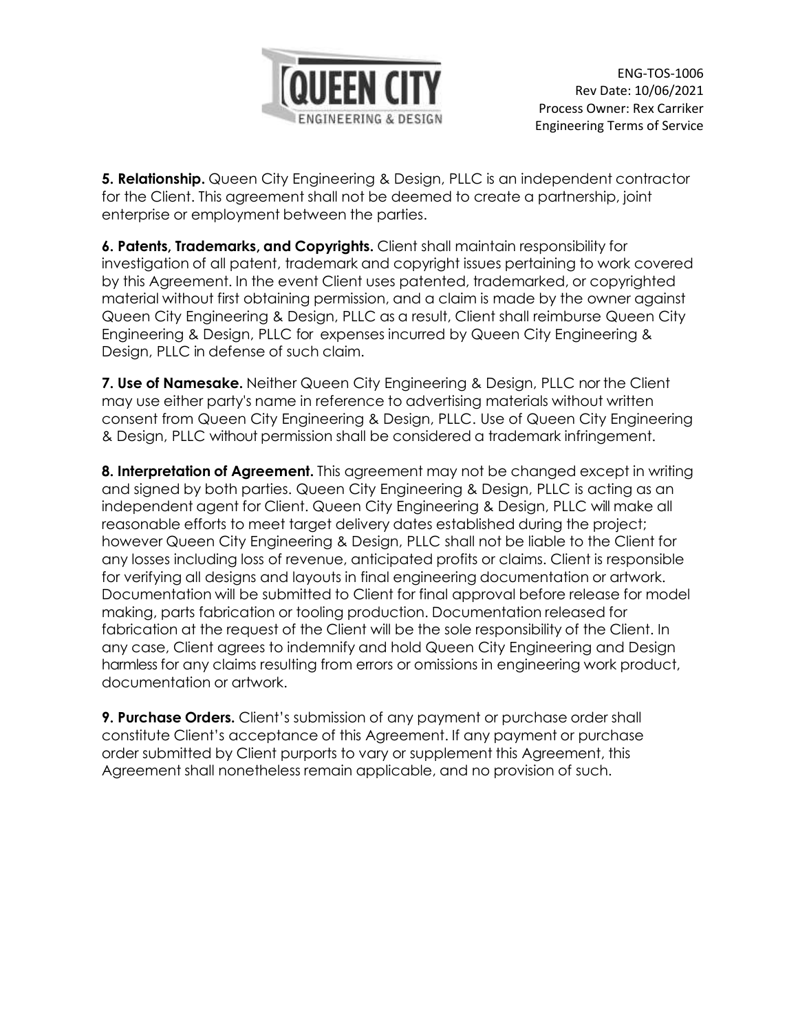**5. Relationship.** Queen City Engineering & Design, PLLC is an independent contractor for the Client. This agreement shall not be deemed to create a partnership, joint enterprise or employment between the parties.

**6. Patents, Trademarks, and Copyrights.** Client shall maintain responsibility for investigation of all patent, trademark and copyright issues pertaining to work covered by this Agreement. In the event Client uses patented, trademarked, or copyrighted material without first obtaining permission, and a claim is made by the owner against Queen City Engineering & Design, PLLC as a result, Client shall reimburse Queen City Engineering & Design, PLLC for expenses incurred by Queen City Engineering & Design, PLLC in defense of such claim.

**7. Use of Namesake.** Neither Queen City Engineering & Design, PLLC nor the Client may use either party's name in reference to advertising materials without written consent from Queen City Engineering & Design, PLLC. Use of Queen City Engineering & Design, PLLC without permission shall be considered a trademark infringement.

**8. Interpretation of Agreement.** This agreement may not be changed except in writing and signed by both parties. Queen City Engineering & Design, PLLC is acting as an independent agent for Client. Queen City Engineering & Design, PLLC will make all reasonable efforts to meet target delivery dates established during the project; however Queen City Engineering & Design, PLLC shall not be liable to the Client for any losses including loss of revenue, anticipated profits or claims. Client is responsible for verifying all designs and layouts in final engineering documentation or artwork. Documentation will be submitted to Client for final approval before release for model making, parts fabrication or tooling production. Documentation released for fabrication at the request of the Client will be the sole responsibility of the Client. In any case, Client agrees to indemnify and hold Queen City Engineering and Design harmless for any claims resulting from errors or omissions in engineering work product, documentation or artwork.

**9. Purchase Orders.** Client's submission of any payment or purchase order shall constitute Client's acceptance of this Agreement. If any payment or purchase order submitted by Client purports to vary or supplement this Agreement, this Agreement shall nonetheless remain applicable, and no provision of such.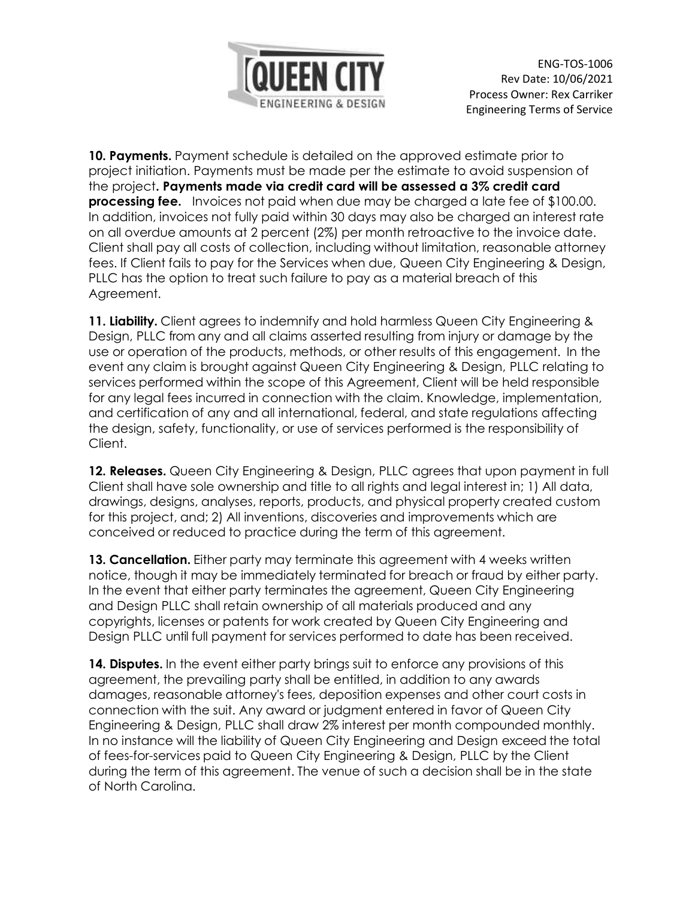**10. Payments.** Payment schedule is detailed on the approved estimate prior to project initiation. Payments must be made per the estimate to avoid suspension of the project**. Payments made via credit card will be assessed a 3% credit card processing fee.** Invoices not paid when due may be charged a late fee of $100.00. In addition, invoices not fully paid within 30 days may also be charged an interest rate on all overdue amounts at 2 percent (2%) per month retroactive to the invoice date. Client shall pay all costs of collection, including without limitation, reasonable attorney fees. If Client fails to pay for the Services when due, Queen City Engineering & Design, PLLC has the option to treat such failure to pay as a material breach of this Agreement.

**11. Liability.** Client agrees to indemnify and hold harmless Queen City Engineering & Design, PLLC from any and all claims asserted resulting from injury or damage by the use or operation of the products, methods, or other results of this engagement. In the event any claim is brought against Queen City Engineering & Design, PLLC relating to services performed within the scope of this Agreement, Client will be held responsible for any legal fees incurred in connection with the claim. Knowledge, implementation, and certification of any and all international, federal, and state regulations affecting the design, safety, functionality, or use of services performed is the responsibility of Client.

**12. Releases.** Queen City Engineering & Design, PLLC agrees that upon payment in full Client shall have sole ownership and title to all rights and legal interest in; 1) All data, drawings, designs, analyses, reports, products, and physical property created custom for this project, and; 2) All inventions, discoveries and improvements which are conceived or reduced to practice during the term of this agreement.

**13. Cancellation.** Either party may terminate this agreement with 4 weeks written notice, though it may be immediately terminated for breach or fraud by either party. In the event that either party terminates the agreement, Queen City Engineering and Design PLLC shall retain ownership of all materials produced and any copyrights, licenses or patents for work created by Queen City Engineering and Design PLLC until full payment for services performed to date has been received.

**14. Disputes.** In the event either party brings suit to enforce any provisions of this agreement, the prevailing party shall be entitled, in addition to any awards damages, reasonable attorney's fees, deposition expenses and other court costs in connection with the suit. Any award or judgment entered in favor of Queen City Engineering & Design, PLLC shall draw 2% interest per month compounded monthly. In no instance will the liability of Queen City Engineering and Design exceed the total of fees-for-services paid to Queen City Engineering & Design, PLLC by the Client during the term of this agreement. The venue of such a decision shall be in the state of North Carolina.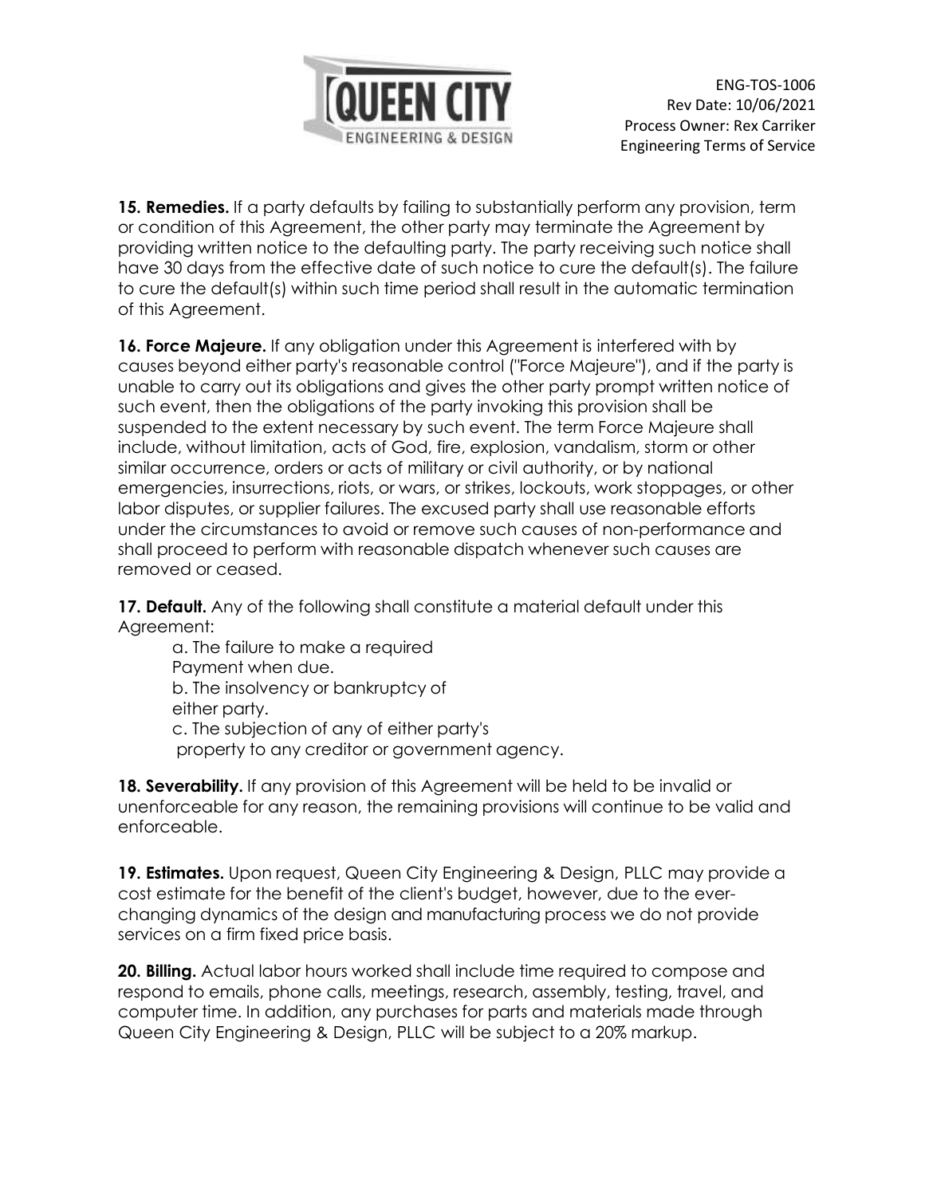**15. Remedies.** If a party defaults by failing to substantially perform any provision, term or condition of this Agreement, the other party may terminate the Agreement by providing written notice to the defaulting party. The party receiving such notice shall have 30 days from the effective date of such notice to cure the default(s). The failure to cure the default(s) within such time period shall result in the automatic termination of this Agreement.

**16. Force Majeure.** If any obligation under this Agreement is interfered with by causes beyond either party's reasonable control ("Force Majeure"), and if the party is unable to carry out its obligations and gives the other party prompt written notice of such event, then the obligations of the party invoking this provision shall be suspended to the extent necessary by such event. The term Force Majeure shall include, without limitation, acts of God, fire, explosion, vandalism, storm or other similar occurrence, orders or acts of military or civil authority, or by national emergencies, insurrections, riots, or wars, or strikes, lockouts, work stoppages, or other labor disputes, or supplier failures. The excused party shall use reasonable efforts under the circumstances to avoid or remove such causes of non-performance and shall proceed to perform with reasonable dispatch whenever such causes are removed or ceased.

**17. Default.** Any of the following shall constitute a material default under this Agreement:

a. The failure to make a required Payment when due.
b. The insolvency or bankruptcy of either party.
c. The subjection of any of either party's property to any creditor or government agency.

**18. Severability.** If any provision of this Agreement will be held to be invalid or unenforceable for any reason, the remaining provisions will continue to be valid and enforceable.

**19. Estimates.** Upon request, Queen City Engineering & Design, PLLC may provide a cost estimate for the benefit of the client's budget, however, due to the ever-changing dynamics of the design and manufacturing process we do not provide services on a firm fixed price basis.

**20. Billing.** Actual labor hours worked shall include time required to compose and respond to emails, phone calls, meetings, research, assembly, testing, travel, and computer time. In addition, any purchases for parts and materials made through Queen City Engineering & Design, PLLC will be subject to a 20% markup.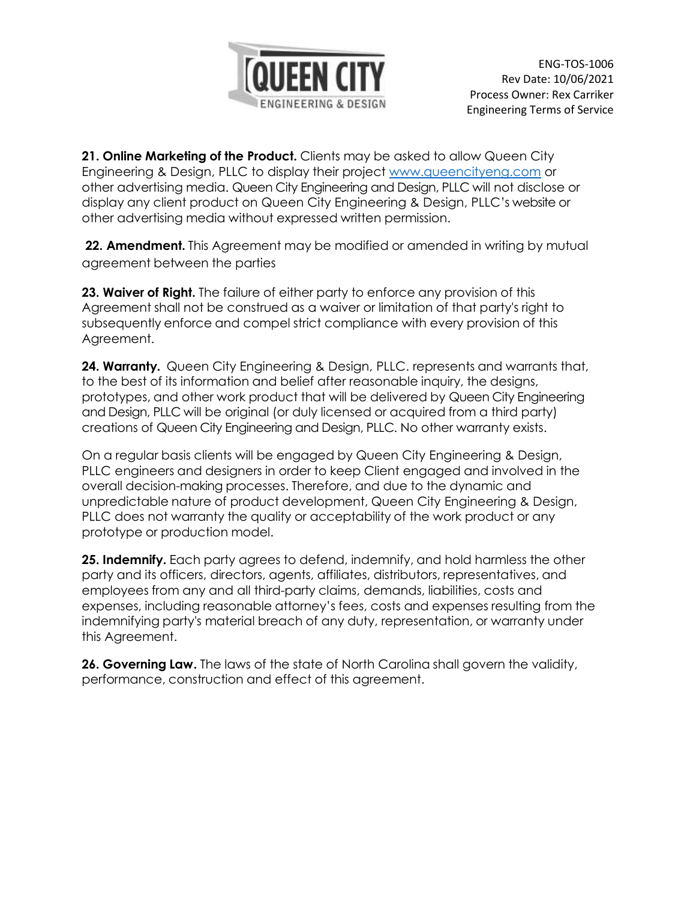**21. Online Marketing of the Product.** Clients may be asked to allow Queen City Engineering & Design, PLLC to display their project www.queencityeng.com or other advertising media. Queen City Engineering and Design, PLLC will not disclose or display any client product on Queen City Engineering & Design, PLLC's website or other advertising media without expressed written permission.

**22. Amendment.** This Agreement may be modified or amended in writing by mutual agreement between the parties

**23. Waiver of Right.** The failure of either party to enforce any provision of this Agreement shall not be construed as a waiver or limitation of that party's right to subsequently enforce and compel strict compliance with every provision of this Agreement.

**24. Warranty.** Queen City Engineering & Design, PLLC. represents and warrants that, to the best of its information and belief after reasonable inquiry, the designs, prototypes, and other work product that will be delivered by Queen City Engineering and Design, PLLC will be original (or duly licensed or acquired from a third party) creations of Queen City Engineering and Design, PLLC. No other warranty exists.

On a regular basis clients will be engaged by Queen City Engineering & Design, PLLC engineers and designers in order to keep Client engaged and involved in the overall decision-making processes. Therefore, and due to the dynamic and unpredictable nature of product development, Queen City Engineering & Design, PLLC does not warranty the quality or acceptability of the work product or any prototype or production model.

**25. Indemnify.** Each party agrees to defend, indemnify, and hold harmless the other party and its officers, directors, agents, affiliates, distributors, representatives, and employees from any and all third-party claims, demands, liabilities, costs and expenses, including reasonable attorney's fees, costs and expenses resulting from the indemnifying party's material breach of any duty, representation, or warranty under this Agreement.

**26. Governing Law.** The laws of the state of North Carolina shall govern the validity, performance, construction and effect of this agreement.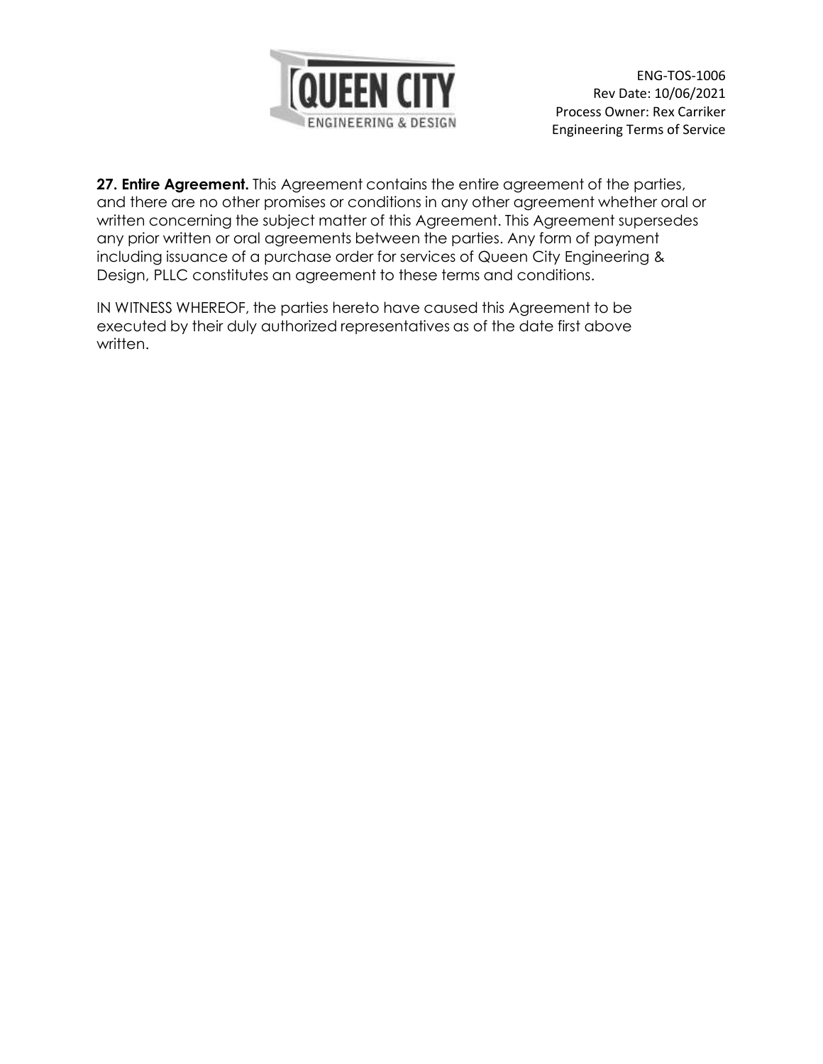**27. Entire Agreement.** This Agreement contains the entire agreement of the parties, and there are no other promises or conditions in any other agreement whether oral or written concerning the subject matter of this Agreement. This Agreement supersedes any prior written or oral agreements between the parties. Any form of payment including issuance of a purchase order for services of Queen City Engineering & Design, PLLC constitutes an agreement to these terms and conditions.

IN WITNESS WHEREOF, the parties hereto have caused this Agreement to be executed by their duly authorized representatives as of the date first above written.